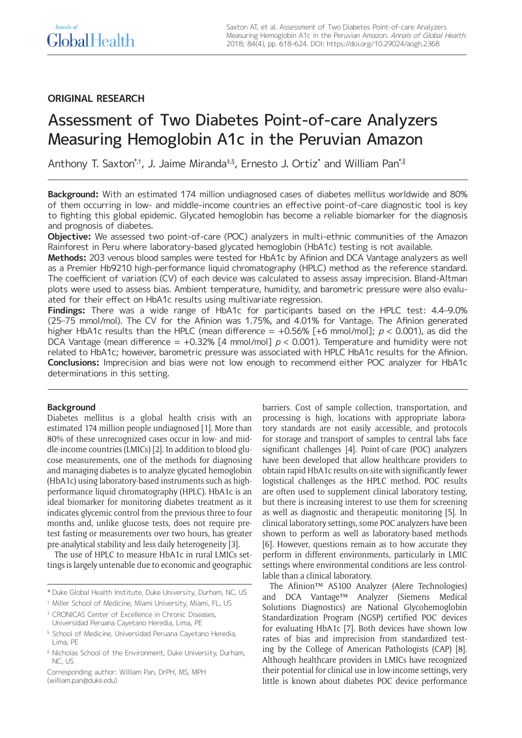ORIGINAL RESEARCH

# Assessment of Two Diabetes Point-of-care Analyzers Measuring Hemoglobin A1c in the Peruvian Amazon

Anthony T. Saxton[*,†], J. Jaime Miranda[‡,§], Ernesto J. Ortiz[*] and William Pan[*,‖]

**Background:** With an estimated 174 million undiagnosed cases of diabetes mellitus worldwide and 80% of them occurring in low- and middle-income countries an effective point-of-care diagnostic tool is key to fighting this global epidemic. Glycated hemoglobin has become a reliable biomarker for the diagnosis and prognosis of diabetes.

**Objective:** We assessed two point-of-care (POC) analyzers in multi-ethnic communities of the Amazon Rainforest in Peru where laboratory-based glycated hemoglobin (HbA1c) testing is not available.

**Methods:** 203 venous blood samples were tested for HbA1c by Afinion and DCA Vantage analyzers as well as a Premier Hb9210 high-performance liquid chromatography (HPLC) method as the reference standard. The coefficient of variation (CV) of each device was calculated to assess assay imprecision. Bland-Altman plots were used to assess bias. Ambient temperature, humidity, and barometric pressure were also evaluated for their effect on HbA1c results using multivariate regression.

**Findings:** There was a wide range of HbA1c for participants based on the HPLC test: 4.4–9.0% (25–75 mmol/mol). The CV for the Afinion was 1.75%, and 4.01% for Vantage. The Afinion generated higher HbA1c results than the HPLC (mean difference = +0.56% [+6 mmol/mol]; $p < 0.001$), as did the DCA Vantage (mean difference = +0.32% [4 mmol/mol] $p < 0.001$). Temperature and humidity were not related to HbA1c; however, barometric pressure was associated with HPLC HbA1c results for the Afinion.

**Conclusions:** Imprecision and bias were not low enough to recommend either POC analyzer for HbA1c determinations in this setting.

## Background

Diabetes mellitus is a global health crisis with an estimated 174 million people undiagnosed [1]. More than 80% of these unrecognized cases occur in low- and middle-income countries (LMICs) [2]. In addition to blood glucose measurements, one of the methods for diagnosing and managing diabetes is to analyze glycated hemoglobin (HbA1c) using laboratory-based instruments such as high-performance liquid chromatography (HPLC). HbA1c is an ideal biomarker for monitoring diabetes treatment as it indicates glycemic control from the previous three to four months and, unlike glucose tests, does not require pretest fasting or measurements over two hours, has greater pre-analytical stability and less daily heterogeneity [3].

The use of HPLC to measure HbA1c in rural LMICs settings is largely untenable due to economic and geographic barriers. Cost of sample collection, transportation, and processing is high, locations with appropriate laboratory standards are not easily accessible, and protocols for storage and transport of samples to central labs face significant challenges [4]. Point-of-care (POC) analyzers have been developed that allow healthcare providers to obtain rapid HbA1c results on-site with significantly fewer logistical challenges as the HPLC method. POC results are often used to supplement clinical laboratory testing, but there is increasing interest to use them for screening as well as diagnostic and therapeutic monitoring [5]. In clinical laboratory settings, some POC analyzers have been shown to perform as well as laboratory-based methods [6]. However, questions remain as to how accurate they perform in different environments, particularly in LMIC settings where environmental conditions are less controllable than a clinical laboratory.

The Afinion™ AS100 Analyzer (Alere Technologies) and DCA Vantage™ Analyzer (Siemens Medical Solutions Diagnostics) are National Glycohemoglobin Standardization Program (NGSP) certified POC devices for evaluating HbA1c [7]. Both devices have shown low rates of bias and imprecision from standardized testing by the College of American Pathologists (CAP) [8]. Although healthcare providers in LMICs have recognized their potential for clinical use in low-income settings, very little is known about diabetes POC device performance

[*] Duke Global Health Institute, Duke University, Durham, NC, US

[†] Miller School of Medicine, Miami University, Miami, FL, US

[‡] CRONICAS Center of Excellence in Chronic Diseases, Universidad Peruana Cayetano Heredia, Lima, PE

[§] School of Medicine, Universidad Peruana Cayetano Heredia, Lima, PE

[‖] Nicholas School of the Environment, Duke University, Durham, NC, US

Corresponding author: William Pan, DrPH, MS, MPH (william.pan@duke.edu)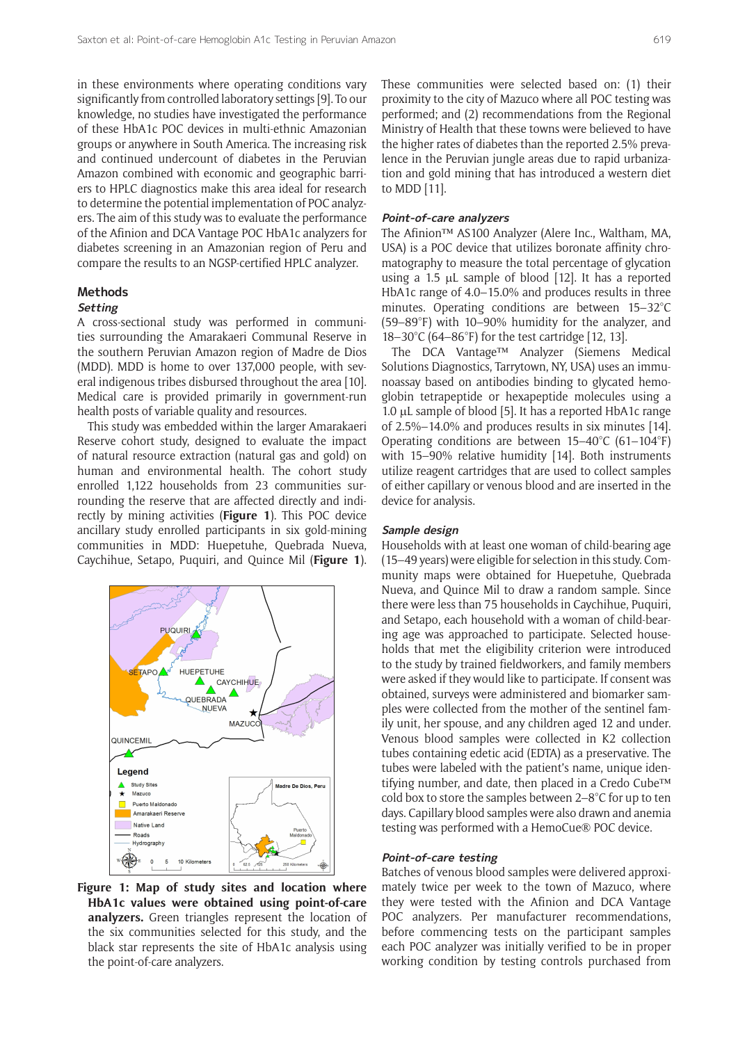in these environments where operating conditions vary significantly from controlled laboratory settings [9]. To our knowledge, no studies have investigated the performance of these HbA1c POC devices in multi-ethnic Amazonian groups or anywhere in South America. The increasing risk and continued undercount of diabetes in the Peruvian Amazon combined with economic and geographic barriers to HPLC diagnostics make this area ideal for research to determine the potential implementation of POC analyzers. The aim of this study was to evaluate the performance of the Afinion and DCA Vantage POC HbA1c analyzers for diabetes screening in an Amazonian region of Peru and compare the results to an NGSP-certified HPLC analyzer.

## Methods

### *Setting*

A cross-sectional study was performed in communities surrounding the Amarakaeri Communal Reserve in the southern Peruvian Amazon region of Madre de Dios (MDD). MDD is home to over 137,000 people, with several indigenous tribes disbursed throughout the area [10]. Medical care is provided primarily in government-run health posts of variable quality and resources.

This study was embedded within the larger Amarakaeri Reserve cohort study, designed to evaluate the impact of natural resource extraction (natural gas and gold) on human and environmental health. The cohort study enrolled 1,122 households from 23 communities surrounding the reserve that are affected directly and indirectly by mining activities (**Figure 1**). This POC device ancillary study enrolled participants in six gold-mining communities in MDD: Huepetuhe, Quebrada Nueva, Caychihue, Setapo, Puquiri, and Quince Mil (**Figure 1**).

**Figure 1: Map of study sites and location where HbA1c values were obtained using point-of-care analyzers.** Green triangles represent the location of the six communities selected for this study, and the black star represents the site of HbA1c analysis using the point-of-care analyzers.

These communities were selected based on: (1) their proximity to the city of Mazuco where all POC testing was performed; and (2) recommendations from the Regional Ministry of Health that these towns were believed to have the higher rates of diabetes than the reported 2.5% prevalence in the Peruvian jungle areas due to rapid urbanization and gold mining that has introduced a western diet to MDD [11].

### *Point-of-care analyzers*

The Afinion™ AS100 Analyzer (Alere Inc., Waltham, MA, USA) is a POC device that utilizes boronate affinity chromatography to measure the total percentage of glycation using a 1.5 μL sample of blood [12]. It has a reported HbA1c range of 4.0–15.0% and produces results in three minutes. Operating conditions are between 15–32°C (59–89°F) with 10–90% humidity for the analyzer, and 18–30°C (64–86°F) for the test cartridge [12, 13].

The DCA Vantage™ Analyzer (Siemens Medical Solutions Diagnostics, Tarrytown, NY, USA) uses an immunoassay based on antibodies binding to glycated hemoglobin tetrapeptide or hexapeptide molecules using a 1.0 μL sample of blood [5]. It has a reported HbA1c range of 2.5%–14.0% and produces results in six minutes [14]. Operating conditions are between 15–40°C (61–104°F) with 15–90% relative humidity [14]. Both instruments utilize reagent cartridges that are used to collect samples of either capillary or venous blood and are inserted in the device for analysis.

### *Sample design*

Households with at least one woman of child-bearing age (15–49 years) were eligible for selection in this study. Community maps were obtained for Huepetuhe, Quebrada Nueva, and Quince Mil to draw a random sample. Since there were less than 75 households in Caychihue, Puquiri, and Setapo, each household with a woman of child-bearing age was approached to participate. Selected households that met the eligibility criterion were introduced to the study by trained fieldworkers, and family members were asked if they would like to participate. If consent was obtained, surveys were administered and biomarker samples were collected from the mother of the sentinel family unit, her spouse, and any children aged 12 and under. Venous blood samples were collected in K2 collection tubes containing edetic acid (EDTA) as a preservative. The tubes were labeled with the patient's name, unique identifying number, and date, then placed in a Credo Cube™ cold box to store the samples between 2–8°C for up to ten days. Capillary blood samples were also drawn and anemia testing was performed with a HemoCue® POC device.

### *Point-of-care testing*

Batches of venous blood samples were delivered approximately twice per week to the town of Mazuco, where they were tested with the Afinion and DCA Vantage POC analyzers. Per manufacturer recommendations, before commencing tests on the participant samples each POC analyzer was initially verified to be in proper working condition by testing controls purchased from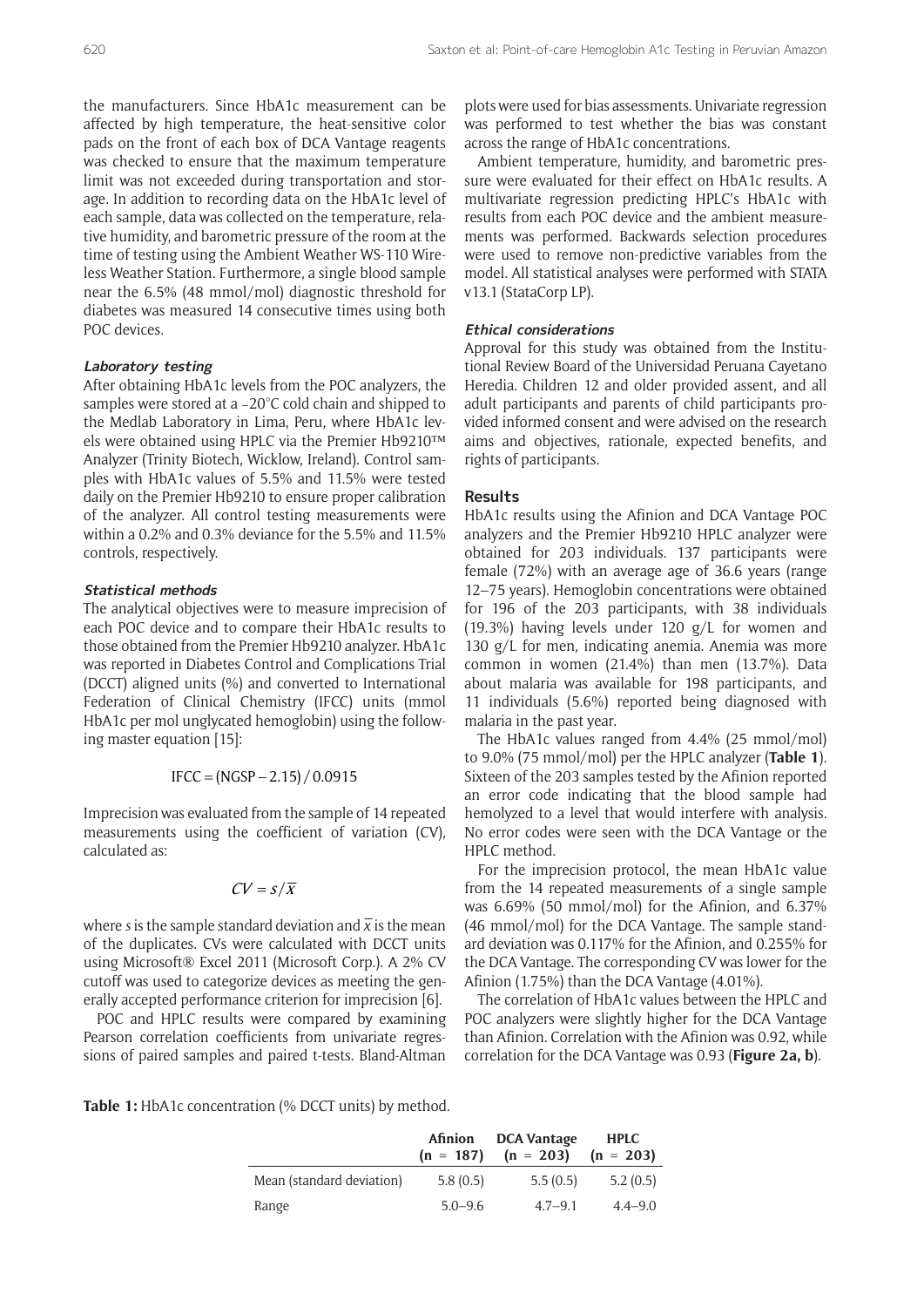the manufacturers. Since HbA1c measurement can be affected by high temperature, the heat-sensitive color pads on the front of each box of DCA Vantage reagents was checked to ensure that the maximum temperature limit was not exceeded during transportation and storage. In addition to recording data on the HbA1c level of each sample, data was collected on the temperature, relative humidity, and barometric pressure of the room at the time of testing using the Ambient Weather WS-110 Wireless Weather Station. Furthermore, a single blood sample near the 6.5% (48 mmol/mol) diagnostic threshold for diabetes was measured 14 consecutive times using both POC devices.

### Laboratory testing

After obtaining HbA1c levels from the POC analyzers, the samples were stored at a –20°C cold chain and shipped to the Medlab Laboratory in Lima, Peru, where HbA1c levels were obtained using HPLC via the Premier Hb9210™ Analyzer (Trinity Biotech, Wicklow, Ireland). Control samples with HbA1c values of 5.5% and 11.5% were tested daily on the Premier Hb9210 to ensure proper calibration of the analyzer. All control testing measurements were within a 0.2% and 0.3% deviance for the 5.5% and 11.5% controls, respectively.

### Statistical methods

The analytical objectives were to measure imprecision of each POC device and to compare their HbA1c results to those obtained from the Premier Hb9210 analyzer. HbA1c was reported in Diabetes Control and Complications Trial (DCCT) aligned units (%) and converted to International Federation of Clinical Chemistry (IFCC) units (mmol HbA1c per mol unglycated hemoglobin) using the following master equation [15]:

$$IFCC = (NGSP - 2.15) / 0.0915$$

Imprecision was evaluated from the sample of 14 repeated measurements using the coefficient of variation (CV), calculated as:

$$CV = s/\bar{x}$$

where $s$ is the sample standard deviation and $\bar{x}$ is the mean of the duplicates. CVs were calculated with DCCT units using Microsoft® Excel 2011 (Microsoft Corp.). A 2% CV cutoff was used to categorize devices as meeting the generally accepted performance criterion for imprecision [6].

POC and HPLC results were compared by examining Pearson correlation coefficients from univariate regressions of paired samples and paired t-tests. Bland-Altman plots were used for bias assessments. Univariate regression was performed to test whether the bias was constant across the range of HbA1c concentrations.

Ambient temperature, humidity, and barometric pressure were evaluated for their effect on HbA1c results. A multivariate regression predicting HPLC's HbA1c with results from each POC device and the ambient measurements was performed. Backwards selection procedures were used to remove non-predictive variables from the model. All statistical analyses were performed with STATA v13.1 (StataCorp LP).

### Ethical considerations

Approval for this study was obtained from the Institutional Review Board of the Universidad Peruana Cayetano Heredia. Children 12 and older provided assent, and all adult participants and parents of child participants provided informed consent and were advised on the research aims and objectives, rationale, expected benefits, and rights of participants.

## Results

HbA1c results using the Afinion and DCA Vantage POC analyzers and the Premier Hb9210 HPLC analyzer were obtained for 203 individuals. 137 participants were female (72%) with an average age of 36.6 years (range 12–75 years). Hemoglobin concentrations were obtained for 196 of the 203 participants, with 38 individuals (19.3%) having levels under 120 g/L for women and 130 g/L for men, indicating anemia. Anemia was more common in women (21.4%) than men (13.7%). Data about malaria was available for 198 participants, and 11 individuals (5.6%) reported being diagnosed with malaria in the past year.

The HbA1c values ranged from 4.4% (25 mmol/mol) to 9.0% (75 mmol/mol) per the HPLC analyzer (**Table 1**). Sixteen of the 203 samples tested by the Afinion reported an error code indicating that the blood sample had hemolyzed to a level that would interfere with analysis. No error codes were seen with the DCA Vantage or the HPLC method.

For the imprecision protocol, the mean HbA1c value from the 14 repeated measurements of a single sample was 6.69% (50 mmol/mol) for the Afinion, and 6.37% (46 mmol/mol) for the DCA Vantage. The sample standard deviation was 0.117% for the Afinion, and 0.255% for the DCA Vantage. The corresponding CV was lower for the Afinion (1.75%) than the DCA Vantage (4.01%).

The correlation of HbA1c values between the HPLC and POC analyzers were slightly higher for the DCA Vantage than Afinion. Correlation with the Afinion was 0.92, while correlation for the DCA Vantage was 0.93 (**Figure 2a, b**).

**Table 1:** HbA1c concentration (% DCCT units) by method.

| | Afinion (n = 187) | DCA Vantage (n = 203) | HPLC (n = 203) |
|---|---|---|---|
| Mean (standard deviation) | 5.8 (0.5) | 5.5 (0.5) | 5.2 (0.5) |
| Range | 5.0–9.6 | 4.7–9.1 | 4.4–9.0 |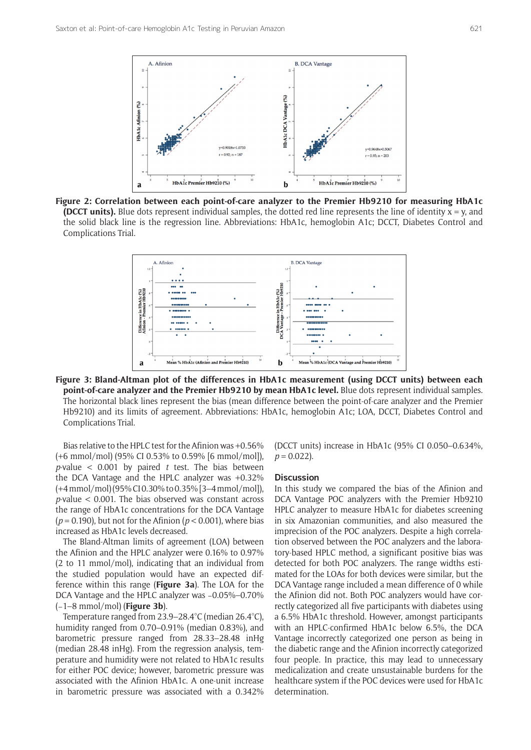**Figure 2: Correlation between each point-of-care analyzer to the Premier Hb9210 for measuring HbA1c (DCCT units).** Blue dots represent individual samples, the dotted red line represents the line of identity x = y, and the solid black line is the regression line. Abbreviations: HbA1c, hemoglobin A1c; DCCT, Diabetes Control and Complications Trial.

**Figure 3: Bland-Altman plot of the differences in HbA1c measurement (using DCCT units) between each point-of-care analyzer and the Premier Hb9210 by mean HbA1c level.** Blue dots represent individual samples. The horizontal black lines represent the bias (mean difference between the point-of-care analyzer and the Premier Hb9210) and its limits of agreement. Abbreviations: HbA1c, hemoglobin A1c; LOA, DCCT, Diabetes Control and Complications Trial.

Bias relative to the HPLC test for the Afinion was +0.56% (+6 mmol/mol) (95% CI 0.53% to 0.59% [6 mmol/mol]), *p*-value $< 0.001$ by paired *t* test. The bias between the DCA Vantage and the HPLC analyzer was +0.32% (+4 mmol/mol) (95% CI 0.30% to 0.35% [3–4 mmol/mol]), *p*-value $< 0.001$. The bias observed was constant across the range of HbA1c concentrations for the DCA Vantage ($p = 0.190$), but not for the Afinion ($p < 0.001$), where bias increased as HbA1c levels decreased.

The Bland-Altman limits of agreement (LOA) between the Afinion and the HPLC analyzer were 0.16% to 0.97% (2 to 11 mmol/mol), indicating that an individual from the studied population would have an expected difference within this range (**Figure 3a**). The LOA for the DCA Vantage and the HPLC analyzer was –0.05%–0.70% (–1–8 mmol/mol) (**Figure 3b**).

Temperature ranged from 23.9–28.4°C (median 26.4°C), humidity ranged from 0.70–0.91% (median 0.83%), and barometric pressure ranged from 28.33–28.48 inHg (median 28.48 inHg). From the regression analysis, temperature and humidity were not related to HbA1c results for either POC device; however, barometric pressure was associated with the Afinion HbA1c. A one-unit increase in barometric pressure was associated with a 0.342% (DCCT units) increase in HbA1c (95% CI 0.050–0.634%, $p = 0.022$).

## Discussion

In this study we compared the bias of the Afinion and DCA Vantage POC analyzers with the Premier Hb9210 HPLC analyzer to measure HbA1c for diabetes screening in six Amazonian communities, and also measured the imprecision of the POC analyzers. Despite a high correlation observed between the POC analyzers and the laboratory-based HPLC method, a significant positive bias was detected for both POC analyzers. The range widths estimated for the LOAs for both devices were similar, but the DCA Vantage range included a mean difference of 0 while the Afinion did not. Both POC analyzers would have correctly categorized all five participants with diabetes using a 6.5% HbA1c threshold. However, amongst participants with an HPLC-confirmed HbA1c below 6.5%, the DCA Vantage incorrectly categorized one person as being in the diabetic range and the Afinion incorrectly categorized four people. In practice, this may lead to unnecessary medicalization and create unsustainable burdens for the healthcare system if the POC devices were used for HbA1c determination.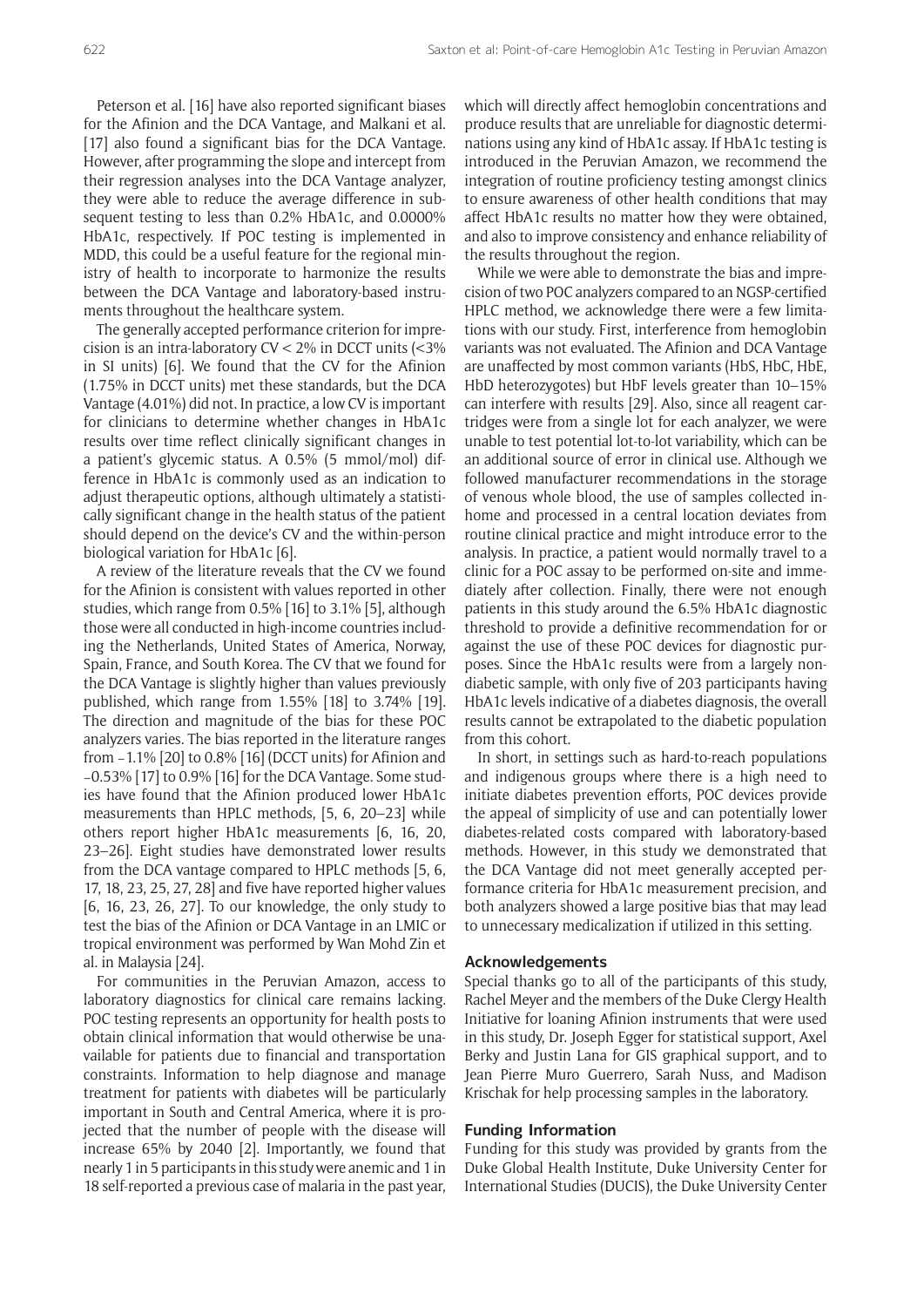Peterson et al. [16] have also reported significant biases for the Afinion and the DCA Vantage, and Malkani et al. [17] also found a significant bias for the DCA Vantage. However, after programming the slope and intercept from their regression analyses into the DCA Vantage analyzer, they were able to reduce the average difference in subsequent testing to less than 0.2% HbA1c, and 0.0000% HbA1c, respectively. If POC testing is implemented in MDD, this could be a useful feature for the regional ministry of health to incorporate to harmonize the results between the DCA Vantage and laboratory-based instruments throughout the healthcare system.

The generally accepted performance criterion for imprecision is an intra-laboratory CV < 2% in DCCT units (<3% in SI units) [6]. We found that the CV for the Afinion (1.75% in DCCT units) met these standards, but the DCA Vantage (4.01%) did not. In practice, a low CV is important for clinicians to determine whether changes in HbA1c results over time reflect clinically significant changes in a patient's glycemic status. A 0.5% (5 mmol/mol) difference in HbA1c is commonly used as an indication to adjust therapeutic options, although ultimately a statistically significant change in the health status of the patient should depend on the device's CV and the within-person biological variation for HbA1c [6].

A review of the literature reveals that the CV we found for the Afinion is consistent with values reported in other studies, which range from 0.5% [16] to 3.1% [5], although those were all conducted in high-income countries including the Netherlands, United States of America, Norway, Spain, France, and South Korea. The CV that we found for the DCA Vantage is slightly higher than values previously published, which range from 1.55% [18] to 3.74% [19]. The direction and magnitude of the bias for these POC analyzers varies. The bias reported in the literature ranges from –1.1% [20] to 0.8% [16] (DCCT units) for Afinion and –0.53% [17] to 0.9% [16] for the DCA Vantage. Some studies have found that the Afinion produced lower HbA1c measurements than HPLC methods, [5, 6, 20–23] while others report higher HbA1c measurements [6, 16, 20, 23–26]. Eight studies have demonstrated lower results from the DCA vantage compared to HPLC methods [5, 6, 17, 18, 23, 25, 27, 28] and five have reported higher values [6, 16, 23, 26, 27]. To our knowledge, the only study to test the bias of the Afinion or DCA Vantage in an LMIC or tropical environment was performed by Wan Mohd Zin et al. in Malaysia [24].

For communities in the Peruvian Amazon, access to laboratory diagnostics for clinical care remains lacking. POC testing represents an opportunity for health posts to obtain clinical information that would otherwise be unavailable for patients due to financial and transportation constraints. Information to help diagnose and manage treatment for patients with diabetes will be particularly important in South and Central America, where it is projected that the number of people with the disease will increase 65% by 2040 [2]. Importantly, we found that nearly 1 in 5 participants in this study were anemic and 1 in 18 self-reported a previous case of malaria in the past year, which will directly affect hemoglobin concentrations and produce results that are unreliable for diagnostic determinations using any kind of HbA1c assay. If HbA1c testing is introduced in the Peruvian Amazon, we recommend the integration of routine proficiency testing amongst clinics to ensure awareness of other health conditions that may affect HbA1c results no matter how they were obtained, and also to improve consistency and enhance reliability of the results throughout the region.

While we were able to demonstrate the bias and imprecision of two POC analyzers compared to an NGSP-certified HPLC method, we acknowledge there were a few limitations with our study. First, interference from hemoglobin variants was not evaluated. The Afinion and DCA Vantage are unaffected by most common variants (HbS, HbC, HbE, HbD heterozygotes) but HbF levels greater than 10–15% can interfere with results [29]. Also, since all reagent cartridges were from a single lot for each analyzer, we were unable to test potential lot-to-lot variability, which can be an additional source of error in clinical use. Although we followed manufacturer recommendations in the storage of venous whole blood, the use of samples collected in-home and processed in a central location deviates from routine clinical practice and might introduce error to the analysis. In practice, a patient would normally travel to a clinic for a POC assay to be performed on-site and immediately after collection. Finally, there were not enough patients in this study around the 6.5% HbA1c diagnostic threshold to provide a definitive recommendation for or against the use of these POC devices for diagnostic purposes. Since the HbA1c results were from a largely non-diabetic sample, with only five of 203 participants having HbA1c levels indicative of a diabetes diagnosis, the overall results cannot be extrapolated to the diabetic population from this cohort.

In short, in settings such as hard-to-reach populations and indigenous groups where there is a high need to initiate diabetes prevention efforts, POC devices provide the appeal of simplicity of use and can potentially lower diabetes-related costs compared with laboratory-based methods. However, in this study we demonstrated that the DCA Vantage did not meet generally accepted performance criteria for HbA1c measurement precision, and both analyzers showed a large positive bias that may lead to unnecessary medicalization if utilized in this setting.

### Acknowledgements

Special thanks go to all of the participants of this study, Rachel Meyer and the members of the Duke Clergy Health Initiative for loaning Afinion instruments that were used in this study, Dr. Joseph Egger for statistical support, Axel Berky and Justin Lana for GIS graphical support, and to Jean Pierre Muro Guerrero, Sarah Nuss, and Madison Krischak for help processing samples in the laboratory.

### Funding Information

Funding for this study was provided by grants from the Duke Global Health Institute, Duke University Center for International Studies (DUCIS), the Duke University Center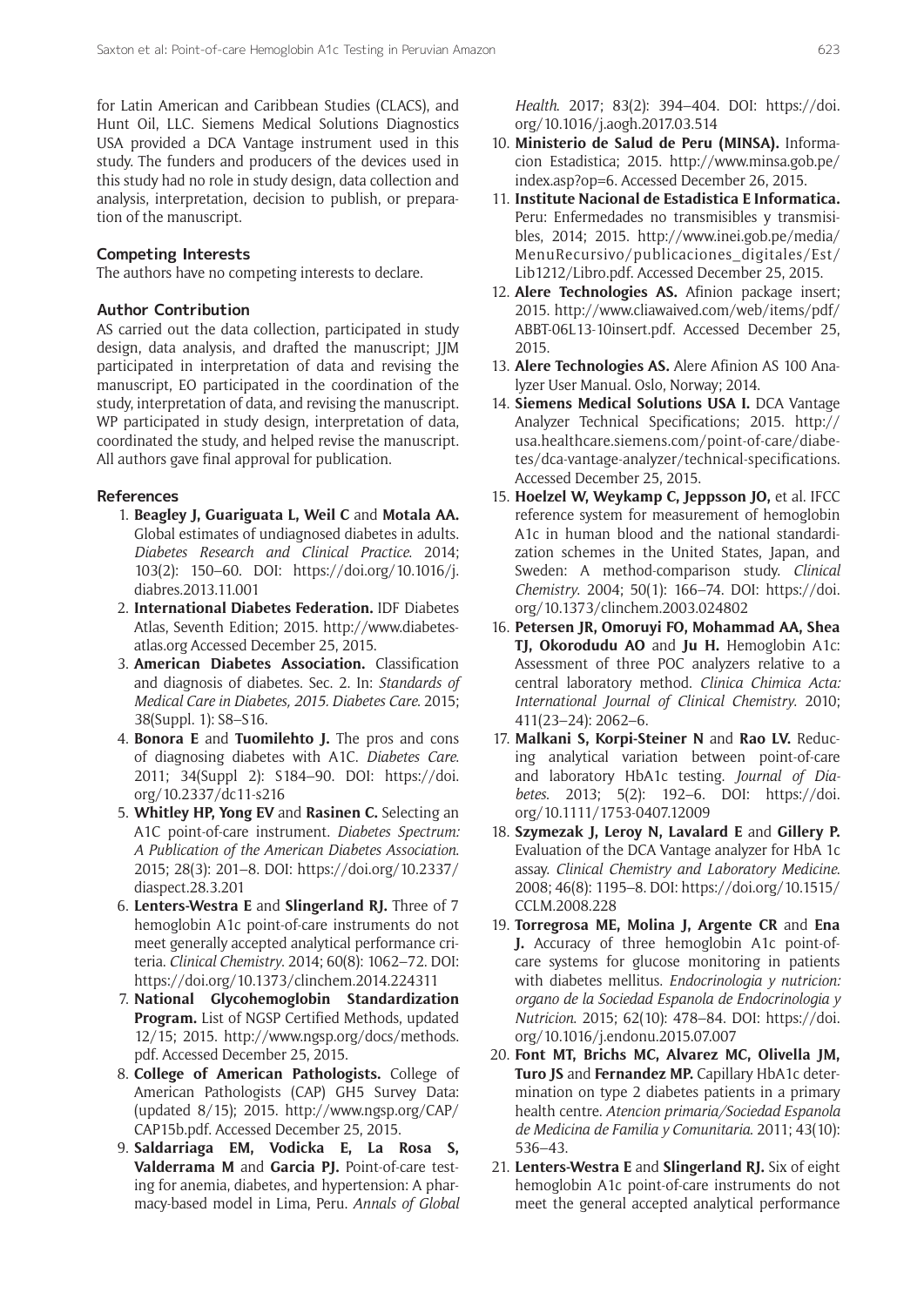for Latin American and Caribbean Studies (CLACS), and Hunt Oil, LLC. Siemens Medical Solutions Diagnostics USA provided a DCA Vantage instrument used in this study. The funders and producers of the devices used in this study had no role in study design, data collection and analysis, interpretation, decision to publish, or preparation of the manuscript.

### Competing Interests

The authors have no competing interests to declare.

### Author Contribution

AS carried out the data collection, participated in study design, data analysis, and drafted the manuscript; JJM participated in interpretation of data and revising the manuscript, EO participated in the coordination of the study, interpretation of data, and revising the manuscript. WP participated in study design, interpretation of data, coordinated the study, and helped revise the manuscript. All authors gave final approval for publication.

### References

1. **Beagley J, Guariguata L, Weil C** and **Motala AA.** Global estimates of undiagnosed diabetes in adults. *Diabetes Research and Clinical Practice*. 2014; 103(2): 150–60. DOI: https://doi.org/10.1016/j.diabres.2013.11.001
2. **International Diabetes Federation.** IDF Diabetes Atlas, Seventh Edition; 2015. http://www.diabetesatlas.org Accessed December 25, 2015.
3. **American Diabetes Association.** Classification and diagnosis of diabetes. Sec. 2. In: *Standards of Medical Care in Diabetes, 2015. Diabetes Care*. 2015; 38(Suppl. 1): S8–S16.
4. **Bonora E** and **Tuomilehto J.** The pros and cons of diagnosing diabetes with A1C. *Diabetes Care*. 2011; 34(Suppl 2): S184–90. DOI: https://doi.org/10.2337/dc11-s216
5. **Whitley HP, Yong EV** and **Rasinen C.** Selecting an A1C point-of-care instrument. *Diabetes Spectrum: A Publication of the American Diabetes Association*. 2015; 28(3): 201–8. DOI: https://doi.org/10.2337/diaspect.28.3.201
6. **Lenters-Westra E** and **Slingerland RJ.** Three of 7 hemoglobin A1c point-of-care instruments do not meet generally accepted analytical performance criteria. *Clinical Chemistry*. 2014; 60(8): 1062–72. DOI: https://doi.org/10.1373/clinchem.2014.224311
7. **National Glycohemoglobin Standardization Program.** List of NGSP Certified Methods, updated 12/15; 2015. http://www.ngsp.org/docs/methods.pdf. Accessed December 25, 2015.
8. **College of American Pathologists.** College of American Pathologists (CAP) GH5 Survey Data: (updated 8/15); 2015. http://www.ngsp.org/CAP/CAP15b.pdf. Accessed December 25, 2015.
9. **Saldarriaga EM, Vodicka E, La Rosa S, Valderrama M** and **Garcia PJ.** Point-of-care testing for anemia, diabetes, and hypertension: A pharmacy-based model in Lima, Peru. *Annals of Global Health*. 2017; 83(2): 394–404. DOI: https://doi.org/10.1016/j.aogh.2017.03.514
10. **Ministerio de Salud de Peru (MINSA).** Informacion Estadistica; 2015. http://www.minsa.gob.pe/index.asp?op=6. Accessed December 26, 2015.
11. **Institute Nacional de Estadistica E Informatica.** Peru: Enfermedades no transmisibles y transmisibles, 2014; 2015. http://www.inei.gob.pe/media/MenuRecursivo/publicaciones_digitales/Est/Lib1212/Libro.pdf. Accessed December 25, 2015.
12. **Alere Technologies AS.** Afinion package insert; 2015. http://www.cliawaived.com/web/items/pdf/ABBT-06L13-10insert.pdf. Accessed December 25, 2015.
13. **Alere Technologies AS.** Alere Afinion AS 100 Analyzer User Manual. Oslo, Norway; 2014.
14. **Siemens Medical Solutions USA I.** DCA Vantage Analyzer Technical Specifications; 2015. http://usa.healthcare.siemens.com/point-of-care/diabetes/dca-vantage-analyzer/technical-specifications. Accessed December 25, 2015.
15. **Hoelzel W, Weykamp C, Jeppsson JO,** et al. IFCC reference system for measurement of hemoglobin A1c in human blood and the national standardization schemes in the United States, Japan, and Sweden: A method-comparison study. *Clinical Chemistry*. 2004; 50(1): 166–74. DOI: https://doi.org/10.1373/clinchem.2003.024802
16. **Petersen JR, Omoruyi FO, Mohammad AA, Shea TJ, Okorodudu AO** and **Ju H.** Hemoglobin A1c: Assessment of three POC analyzers relative to a central laboratory method. *Clinica Chimica Acta: International Journal of Clinical Chemistry*. 2010; 411(23–24): 2062–6.
17. **Malkani S, Korpi-Steiner N** and **Rao LV.** Reducing analytical variation between point-of-care and laboratory HbA1c testing. *Journal of Diabetes*. 2013; 5(2): 192–6. DOI: https://doi.org/10.1111/1753-0407.12009
18. **Szymezak J, Leroy N, Lavalard E** and **Gillery P.** Evaluation of the DCA Vantage analyzer for HbA 1c assay. *Clinical Chemistry and Laboratory Medicine*. 2008; 46(8): 1195–8. DOI: https://doi.org/10.1515/CCLM.2008.228
19. **Torregrosa ME, Molina J, Argente CR** and **Ena J.** Accuracy of three hemoglobin A1c point-of-care systems for glucose monitoring in patients with diabetes mellitus. *Endocrinologia y nutricion: organo de la Sociedad Espanola de Endocrinologia y Nutricion*. 2015; 62(10): 478–84. DOI: https://doi.org/10.1016/j.endonu.2015.07.007
20. **Font MT, Brichs MC, Alvarez MC, Olivella JM, Turo JS** and **Fernandez MP.** Capillary HbA1c determination on type 2 diabetes patients in a primary health centre. *Atencion primaria/Sociedad Espanola de Medicina de Familia y Comunitaria*. 2011; 43(10): 536–43.
21. **Lenters-Westra E** and **Slingerland RJ.** Six of eight hemoglobin A1c point-of-care instruments do not meet the general accepted analytical performance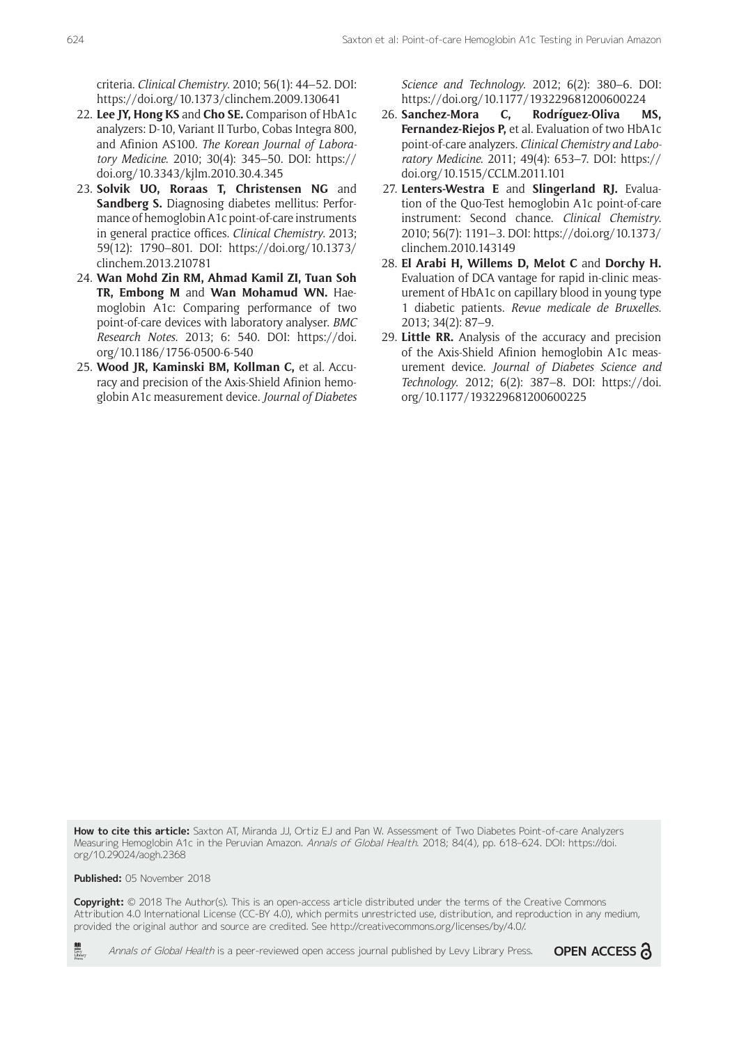criteria. *Clinical Chemistry*. 2010; 56(1): 44–52. DOI: https://doi.org/10.1373/clinchem.2009.130641

22. **Lee JY, Hong KS** and **Cho SE.** Comparison of HbA1c analyzers: D-10, Variant II Turbo, Cobas Integra 800, and Afinion AS100. *The Korean Journal of Laboratory Medicine*. 2010; 30(4): 345–50. DOI: https://doi.org/10.3343/kjlm.2010.30.4.345
23. **Solvik UO, Roraas T, Christensen NG** and **Sandberg S.** Diagnosing diabetes mellitus: Performance of hemoglobin A1c point-of-care instruments in general practice offices. *Clinical Chemistry*. 2013; 59(12): 1790–801. DOI: https://doi.org/10.1373/clinchem.2013.210781
24. **Wan Mohd Zin RM, Ahmad Kamil ZI, Tuan Soh TR, Embong M** and **Wan Mohamud WN.** Haemoglobin A1c: Comparing performance of two point-of-care devices with laboratory analyser. *BMC Research Notes*. 2013; 6: 540. DOI: https://doi.org/10.1186/1756-0500-6-540
25. **Wood JR, Kaminski BM, Kollman C,** et al. Accuracy and precision of the Axis-Shield Afinion hemoglobin A1c measurement device. *Journal of Diabetes Science and Technology*. 2012; 6(2): 380–6. DOI: https://doi.org/10.1177/193229681200600224
26. **Sanchez-Mora C, Rodríguez-Oliva MS, Fernandez-Riejos P,** et al. Evaluation of two HbA1c point-of-care analyzers. *Clinical Chemistry and Laboratory Medicine*. 2011; 49(4): 653–7. DOI: https://doi.org/10.1515/CCLM.2011.101
27. **Lenters-Westra E** and **Slingerland RJ.** Evaluation of the Quo-Test hemoglobin A1c point-of-care instrument: Second chance. *Clinical Chemistry*. 2010; 56(7): 1191–3. DOI: https://doi.org/10.1373/clinchem.2010.143149
28. **El Arabi H, Willems D, Melot C** and **Dorchy H.** Evaluation of DCA vantage for rapid in-clinic measurement of HbA1c on capillary blood in young type 1 diabetic patients. *Revue medicale de Bruxelles*. 2013; 34(2): 87–9.
29. **Little RR.** Analysis of the accuracy and precision of the Axis-Shield Afinion hemoglobin A1c measurement device. *Journal of Diabetes Science and Technology*. 2012; 6(2): 387–8. DOI: https://doi.org/10.1177/193229681200600225

**How to cite this article:** Saxton AT, Miranda JJ, Ortiz EJ and Pan W. Assessment of Two Diabetes Point-of-care Analyzers Measuring Hemoglobin A1c in the Peruvian Amazon. *Annals of Global Health*. 2018; 84(4), pp. 618–624. DOI: https://doi.org/10.29024/aogh.2368

**Published:** 05 November 2018

**Copyright:** © 2018 The Author(s). This is an open-access article distributed under the terms of the Creative Commons Attribution 4.0 International License (CC-BY 4.0), which permits unrestricted use, distribution, and reproduction in any medium, provided the original author and source are credited. See http://creativecommons.org/licenses/by/4.0/.

*Annals of Global Health* is a peer-reviewed open access journal published by Levy Library Press. **OPEN ACCESS**